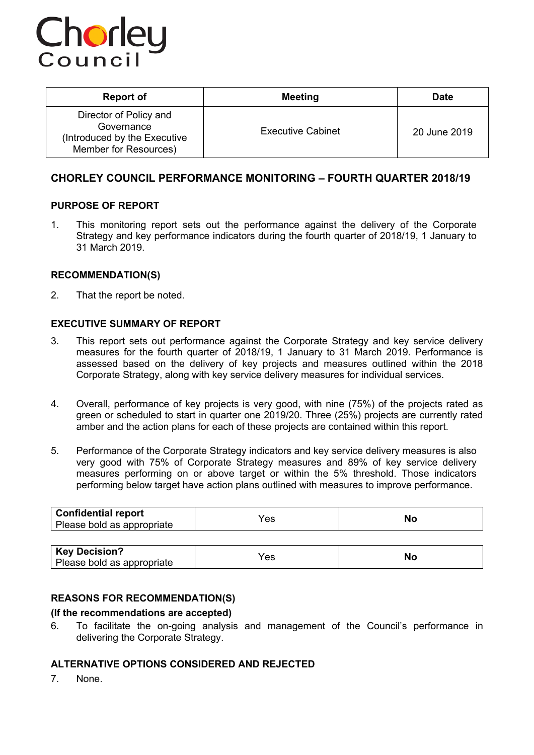Chorley Council

| Report of | Meeting | Date |
|---|---|---|
| Director of Policy and Governance (Introduced by the Executive Member for Resources) | Executive Cabinet | 20 June 2019 |

## CHORLEY COUNCIL PERFORMANCE MONITORING – FOURTH QUARTER 2018/19

### PURPOSE OF REPORT

1. This monitoring report sets out the performance against the delivery of the Corporate Strategy and key performance indicators during the fourth quarter of 2018/19, 1 January to 31 March 2019.

### RECOMMENDATION(S)

2. That the report be noted.

### EXECUTIVE SUMMARY OF REPORT

3. This report sets out performance against the Corporate Strategy and key service delivery measures for the fourth quarter of 2018/19, 1 January to 31 March 2019. Performance is assessed based on the delivery of key projects and measures outlined within the 2018 Corporate Strategy, along with key service delivery measures for individual services.

4. Overall, performance of key projects is very good, with nine (75%) of the projects rated as green or scheduled to start in quarter one 2019/20. Three (25%) projects are currently rated amber and the action plans for each of these projects are contained within this report.

5. Performance of the Corporate Strategy indicators and key service delivery measures is also very good with 75% of Corporate Strategy measures and 89% of key service delivery measures performing on or above target or within the 5% threshold. Those indicators performing below target have action plans outlined with measures to improve performance.

| **Confidential report**<br>Please bold as appropriate | Yes | **No** |
|---|---|---|

| **Key Decision?**<br>Please bold as appropriate | Yes | **No** |
|---|---|---|

### REASONS FOR RECOMMENDATION(S)

**(If the recommendations are accepted)**

6. To facilitate the on-going analysis and management of the Council's performance in delivering the Corporate Strategy.

### ALTERNATIVE OPTIONS CONSIDERED AND REJECTED

7. None.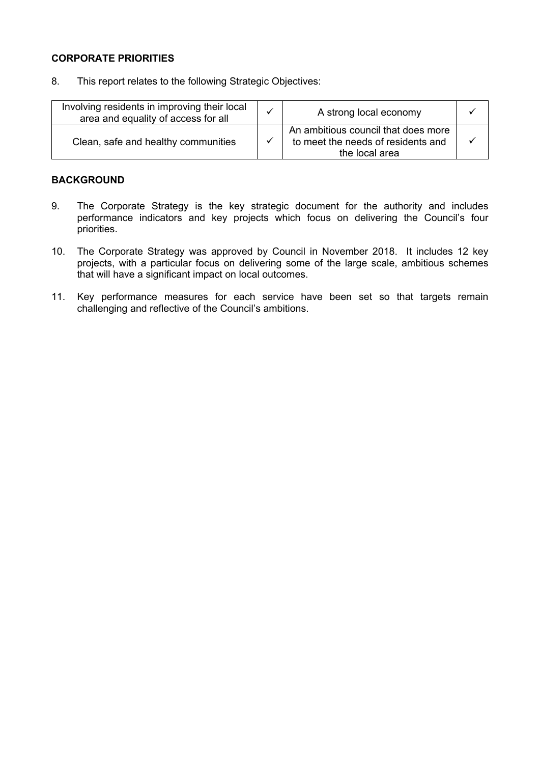**CORPORATE PRIORITIES**

8. This report relates to the following Strategic Objectives:

| Involving residents in improving their local area and equality of access for all | ✓ | A strong local economy | ✓ |
|---|---|---|---|
| Clean, safe and healthy communities | ✓ | An ambitious council that does more to meet the needs of residents and the local area | ✓ |

**BACKGROUND**

9. The Corporate Strategy is the key strategic document for the authority and includes performance indicators and key projects which focus on delivering the Council's four priorities.

10. The Corporate Strategy was approved by Council in November 2018. It includes 12 key projects, with a particular focus on delivering some of the large scale, ambitious schemes that will have a significant impact on local outcomes.

11. Key performance measures for each service have been set so that targets remain challenging and reflective of the Council's ambitions.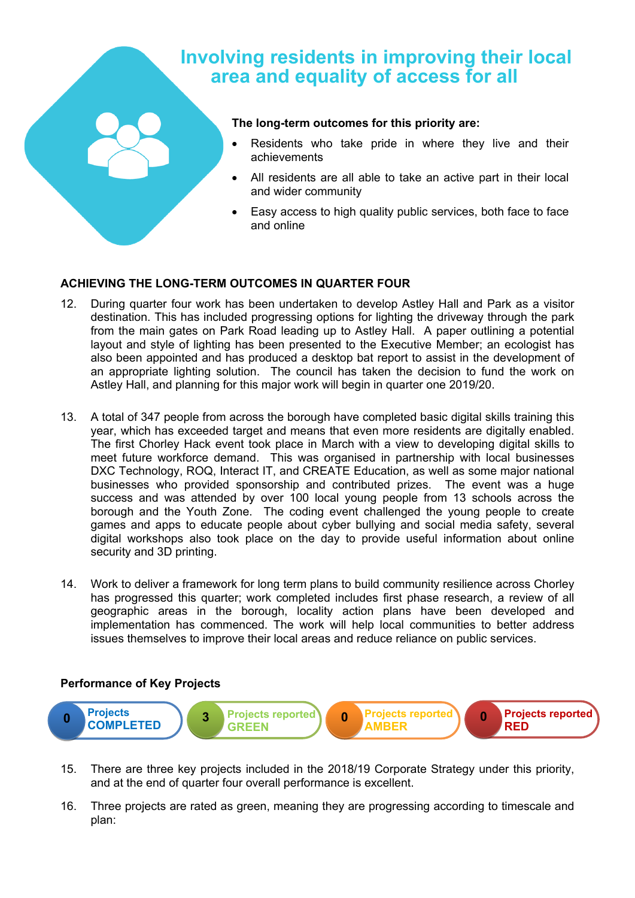# Involving residents in improving their local area and equality of access for all

**The long-term outcomes for this priority are:**

- Residents who take pride in where they live and their achievements
- All residents are all able to take an active part in their local and wider community
- Easy access to high quality public services, both face to face and online

**ACHIEVING THE LONG-TERM OUTCOMES IN QUARTER FOUR**

12. During quarter four work has been undertaken to develop Astley Hall and Park as a visitor destination. This has included progressing options for lighting the driveway through the park from the main gates on Park Road leading up to Astley Hall. A paper outlining a potential layout and style of lighting has been presented to the Executive Member; an ecologist has also been appointed and has produced a desktop bat report to assist in the development of an appropriate lighting solution. The council has taken the decision to fund the work on Astley Hall, and planning for this major work will begin in quarter one 2019/20.

13. A total of 347 people from across the borough have completed basic digital skills training this year, which has exceeded target and means that even more residents are digitally enabled. The first Chorley Hack event took place in March with a view to developing digital skills to meet future workforce demand. This was organised in partnership with local businesses DXC Technology, ROQ, Interact IT, and CREATE Education, as well as some major national businesses who provided sponsorship and contributed prizes. The event was a huge success and was attended by over 100 local young people from 13 schools across the borough and the Youth Zone. The coding event challenged the young people to create games and apps to educate people about cyber bullying and social media safety, several digital workshops also took place on the day to provide useful information about online security and 3D printing.

14. Work to deliver a framework for long term plans to build community resilience across Chorley has progressed this quarter; work completed includes first phase research, a review of all geographic areas in the borough, locality action plans have been developed and implementation has commenced. The work will help local communities to better address issues themselves to improve their local areas and reduce reliance on public services.

**Performance of Key Projects**

| 0 Projects COMPLETED | 3 Projects reported GREEN | 0 Projects reported AMBER | 0 Projects reported RED |
|---|---|---|---|

15. There are three key projects included in the 2018/19 Corporate Strategy under this priority, and at the end of quarter four overall performance is excellent.

16. Three projects are rated as green, meaning they are progressing according to timescale and plan: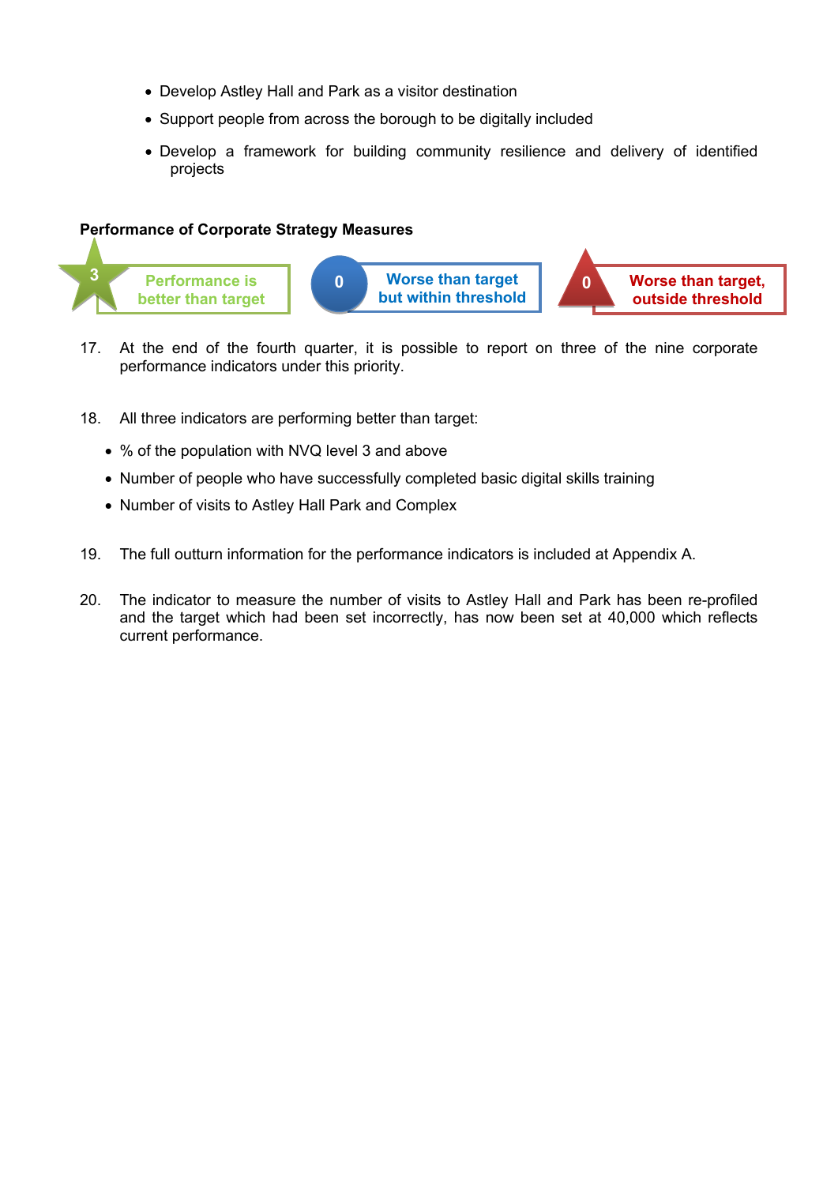- Develop Astley Hall and Park as a visitor destination
- Support people from across the borough to be digitally included
- Develop a framework for building community resilience and delivery of identified projects

**Performance of Corporate Strategy Measures**

| 3 | Performance is better than target | 0 | Worse than target but within threshold | 0 | Worse than target, outside threshold |
|---|---|---|---|---|---|

17. At the end of the fourth quarter, it is possible to report on three of the nine corporate performance indicators under this priority.

18. All three indicators are performing better than target:

- % of the population with NVQ level 3 and above
- Number of people who have successfully completed basic digital skills training
- Number of visits to Astley Hall Park and Complex

19. The full outturn information for the performance indicators is included at Appendix A.

20. The indicator to measure the number of visits to Astley Hall and Park has been re-profiled and the target which had been set incorrectly, has now been set at 40,000 which reflects current performance.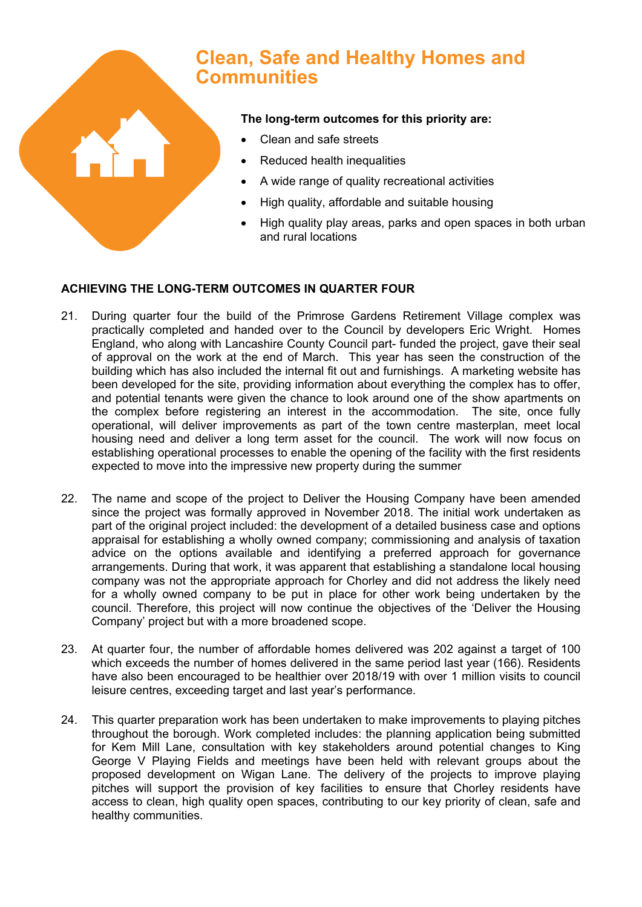# Clean, Safe and Healthy Homes and Communities

**The long-term outcomes for this priority are:**

- Clean and safe streets
- Reduced health inequalities
- A wide range of quality recreational activities
- High quality, affordable and suitable housing
- High quality play areas, parks and open spaces in both urban and rural locations

## ACHIEVING THE LONG-TERM OUTCOMES IN QUARTER FOUR

21. During quarter four the build of the Primrose Gardens Retirement Village complex was practically completed and handed over to the Council by developers Eric Wright. Homes England, who along with Lancashire County Council part- funded the project, gave their seal of approval on the work at the end of March. This year has seen the construction of the building which has also included the internal fit out and furnishings. A marketing website has been developed for the site, providing information about everything the complex has to offer, and potential tenants were given the chance to look around one of the show apartments on the complex before registering an interest in the accommodation. The site, once fully operational, will deliver improvements as part of the town centre masterplan, meet local housing need and deliver a long term asset for the council. The work will now focus on establishing operational processes to enable the opening of the facility with the first residents expected to move into the impressive new property during the summer

22. The name and scope of the project to Deliver the Housing Company have been amended since the project was formally approved in November 2018. The initial work undertaken as part of the original project included: the development of a detailed business case and options appraisal for establishing a wholly owned company; commissioning and analysis of taxation advice on the options available and identifying a preferred approach for governance arrangements. During that work, it was apparent that establishing a standalone local housing company was not the appropriate approach for Chorley and did not address the likely need for a wholly owned company to be put in place for other work being undertaken by the council. Therefore, this project will now continue the objectives of the 'Deliver the Housing Company' project but with a more broadened scope.

23. At quarter four, the number of affordable homes delivered was 202 against a target of 100 which exceeds the number of homes delivered in the same period last year (166). Residents have also been encouraged to be healthier over 2018/19 with over 1 million visits to council leisure centres, exceeding target and last year's performance.

24. This quarter preparation work has been undertaken to make improvements to playing pitches throughout the borough. Work completed includes: the planning application being submitted for Kem Mill Lane, consultation with key stakeholders around potential changes to King George V Playing Fields and meetings have been held with relevant groups about the proposed development on Wigan Lane. The delivery of the projects to improve playing pitches will support the provision of key facilities to ensure that Chorley residents have access to clean, high quality open spaces, contributing to our key priority of clean, safe and healthy communities.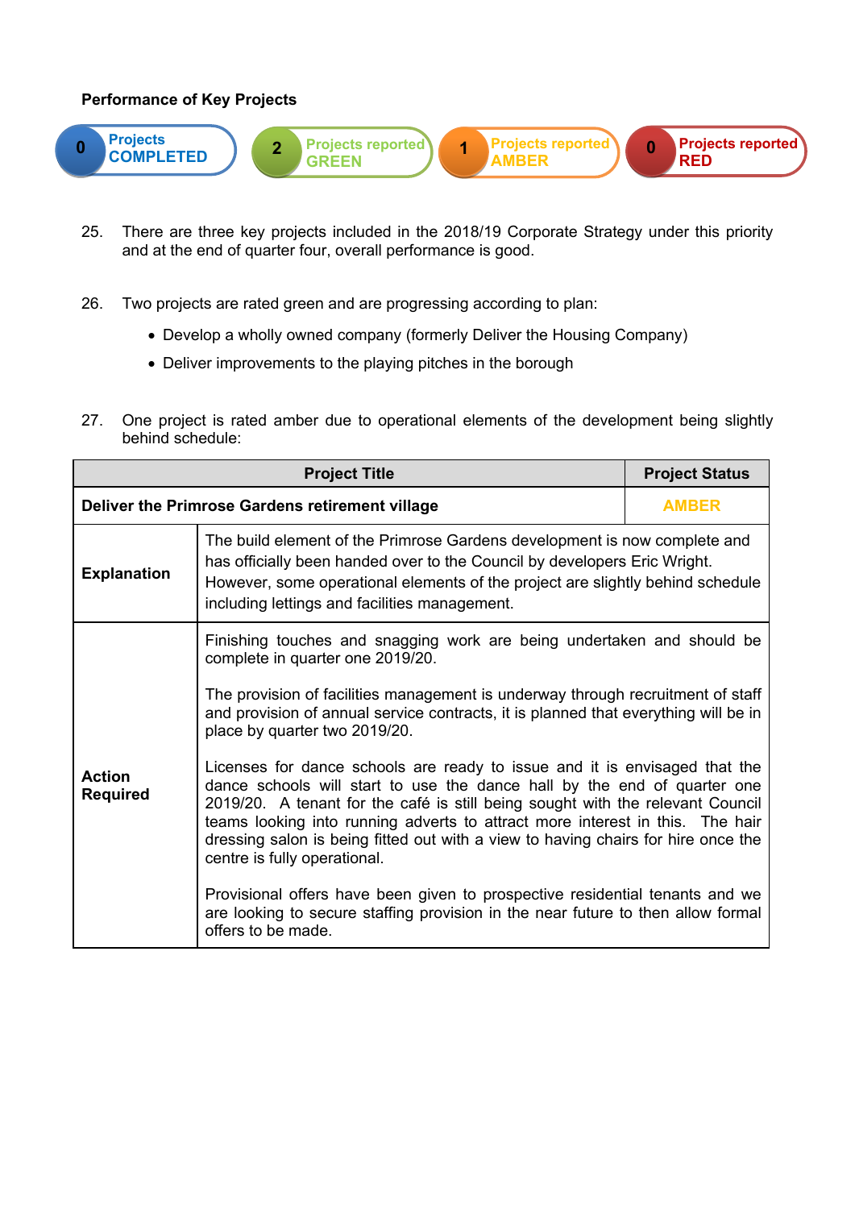**Performance of Key Projects**

| 0 Projects COMPLETED | 2 Projects reported GREEN | 1 Projects reported AMBER | 0 Projects reported RED |
|---|---|---|---|

25. There are three key projects included in the 2018/19 Corporate Strategy under this priority and at the end of quarter four, overall performance is good.

26. Two projects are rated green and are progressing according to plan:
    - Develop a wholly owned company (formerly Deliver the Housing Company)
    - Deliver improvements to the playing pitches in the borough

27. One project is rated amber due to operational elements of the development being slightly behind schedule:

| Project Title | | Project Status |
|---|---|---|
| **Deliver the Primrose Gardens retirement village** | | AMBER |
| **Explanation** | The build element of the Primrose Gardens development is now complete and has officially been handed over to the Council by developers Eric Wright. However, some operational elements of the project are slightly behind schedule including lettings and facilities management. | |
| **Action Required** | Finishing touches and snagging work are being undertaken and should be complete in quarter one 2019/20.<br><br>The provision of facilities management is underway through recruitment of staff and provision of annual service contracts, it is planned that everything will be in place by quarter two 2019/20.<br><br>Licenses for dance schools are ready to issue and it is envisaged that the dance schools will start to use the dance hall by the end of quarter one 2019/20. A tenant for the café is still being sought with the relevant Council teams looking into running adverts to attract more interest in this. The hair dressing salon is being fitted out with a view to having chairs for hire once the centre is fully operational.<br><br>Provisional offers have been given to prospective residential tenants and we are looking to secure staffing provision in the near future to then allow formal offers to be made. | |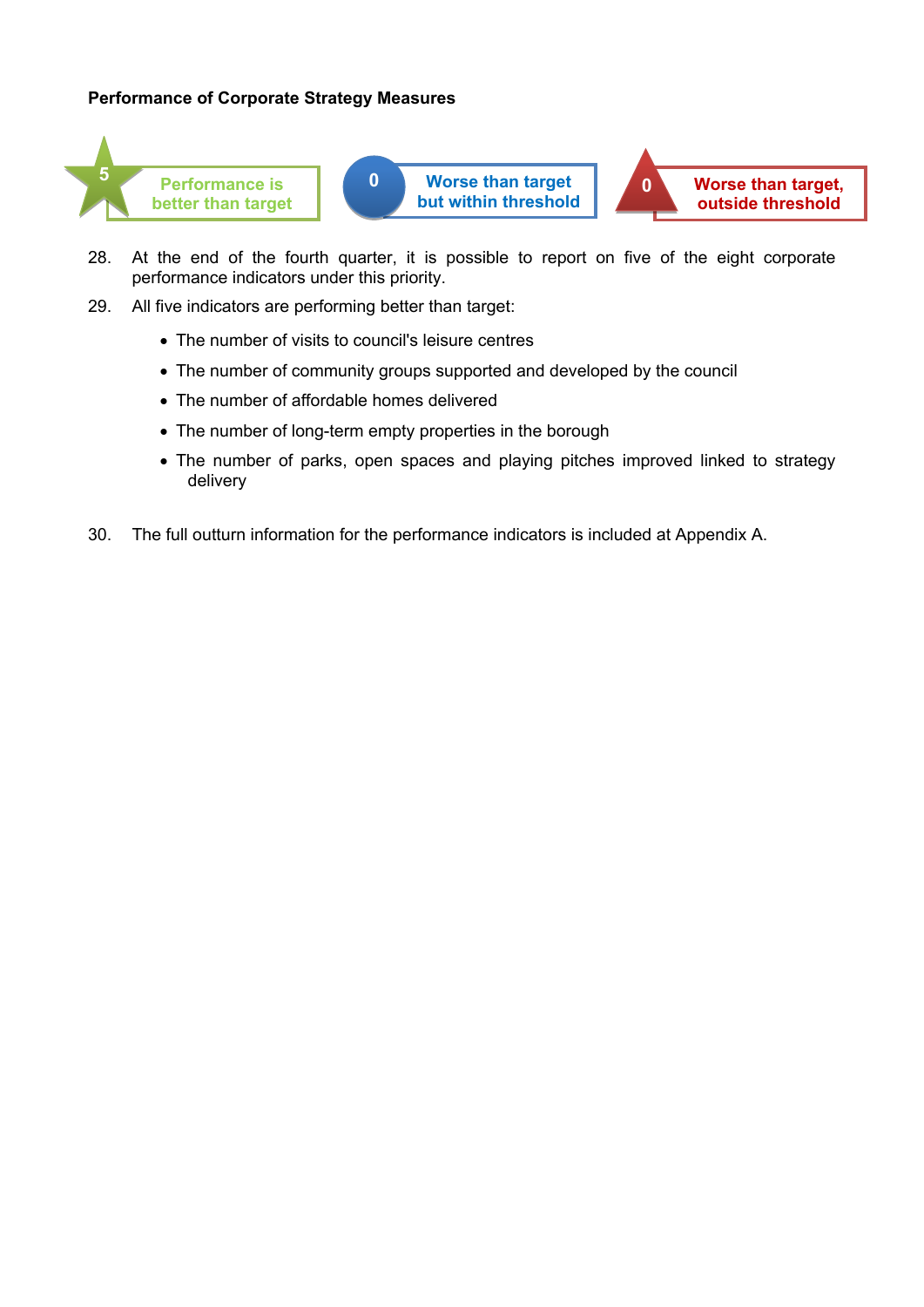**Performance of Corporate Strategy Measures**

5 Performance is better than target

0 Worse than target but within threshold

0 Worse than target, outside threshold

28. At the end of the fourth quarter, it is possible to report on five of the eight corporate performance indicators under this priority.

29. All five indicators are performing better than target:

    - The number of visits to council's leisure centres
    - The number of community groups supported and developed by the council
    - The number of affordable homes delivered
    - The number of long-term empty properties in the borough
    - The number of parks, open spaces and playing pitches improved linked to strategy delivery

30. The full outturn information for the performance indicators is included at Appendix A.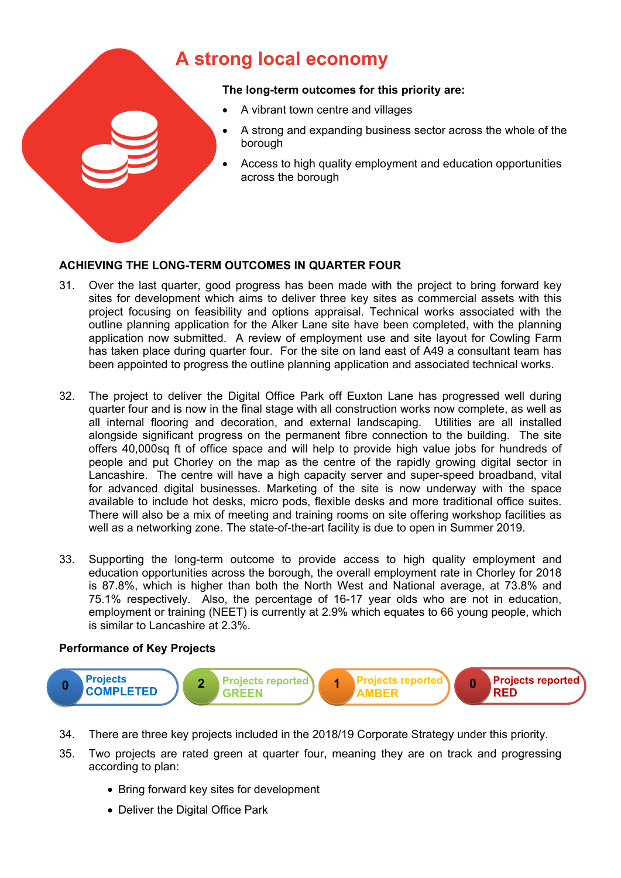# A strong local economy

**The long-term outcomes for this priority are:**

- A vibrant town centre and villages
- A strong and expanding business sector across the whole of the borough
- Access to high quality employment and education opportunities across the borough

**ACHIEVING THE LONG-TERM OUTCOMES IN QUARTER FOUR**

31. Over the last quarter, good progress has been made with the project to bring forward key sites for development which aims to deliver three key sites as commercial assets with this project focusing on feasibility and options appraisal. Technical works associated with the outline planning application for the Alker Lane site have been completed, with the planning application now submitted. A review of employment use and site layout for Cowling Farm has taken place during quarter four. For the site on land east of A49 a consultant team has been appointed to progress the outline planning application and associated technical works.

32. The project to deliver the Digital Office Park off Euxton Lane has progressed well during quarter four and is now in the final stage with all construction works now complete, as well as all internal flooring and decoration, and external landscaping. Utilities are all installed alongside significant progress on the permanent fibre connection to the building. The site offers 40,000sq ft of office space and will help to provide high value jobs for hundreds of people and put Chorley on the map as the centre of the rapidly growing digital sector in Lancashire. The centre will have a high capacity server and super-speed broadband, vital for advanced digital businesses. Marketing of the site is now underway with the space available to include hot desks, micro pods, flexible desks and more traditional office suites. There will also be a mix of meeting and training rooms on site offering workshop facilities as well as a networking zone. The state-of-the-art facility is due to open in Summer 2019.

33. Supporting the long-term outcome to provide access to high quality employment and education opportunities across the borough, the overall employment rate in Chorley for 2018 is 87.8%, which is higher than both the North West and National average, at 73.8% and 75.1% respectively. Also, the percentage of 16-17 year olds who are not in education, employment or training (NEET) is currently at 2.9% which equates to 66 young people, which is similar to Lancashire at 2.3%.

**Performance of Key Projects**

| Projects COMPLETED | Projects reported GREEN | Projects reported AMBER | Projects reported RED |
|---|---|---|---|
| 0 | 2 | 1 | 0 |

34. There are three key projects included in the 2018/19 Corporate Strategy under this priority.

35. Two projects are rated green at quarter four, meaning they are on track and progressing according to plan:

    - Bring forward key sites for development
    - Deliver the Digital Office Park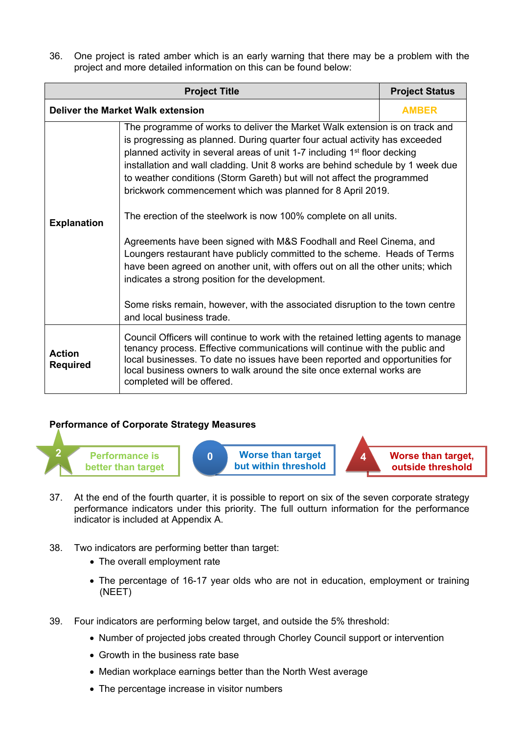36. One project is rated amber which is an early warning that there may be a problem with the project and more detailed information on this can be found below:

| Project Title | | Project Status |
|---|---|---|
| **Deliver the Market Walk extension** | | **AMBER** |
| **Explanation** | The programme of works to deliver the Market Walk extension is on track and is progressing as planned. During quarter four actual activity has exceeded planned activity in several areas of unit 1-7 including 1st floor decking installation and wall cladding. Unit 8 works are behind schedule by 1 week due to weather conditions (Storm Gareth) but will not affect the programmed brickwork commencement which was planned for 8 April 2019.<br><br>The erection of the steelwork is now 100% complete on all units.<br><br>Agreements have been signed with M&S Foodhall and Reel Cinema, and Loungers restaurant have publicly committed to the scheme. Heads of Terms have been agreed on another unit, with offers out on all the other units; which indicates a strong position for the development.<br><br>Some risks remain, however, with the associated disruption to the town centre and local business trade. | |
| **Action Required** | Council Officers will continue to work with the retained letting agents to manage tenancy process. Effective communications will continue with the public and local businesses. To date no issues have been reported and opportunities for local business owners to walk around the site once external works are completed will be offered. | |

**Performance of Corporate Strategy Measures**

| 2 | Performance is better than target |
|---|---|
| 0 | Worse than target but within threshold |
| 4 | Worse than target, outside threshold |

37. At the end of the fourth quarter, it is possible to report on six of the seven corporate strategy performance indicators under this priority. The full outturn information for the performance indicator is included at Appendix A.

38. Two indicators are performing better than target:
    - The overall employment rate
    - The percentage of 16-17 year olds who are not in education, employment or training (NEET)

39. Four indicators are performing below target, and outside the 5% threshold:
    - Number of projected jobs created through Chorley Council support or intervention
    - Growth in the business rate base
    - Median workplace earnings better than the North West average
    - The percentage increase in visitor numbers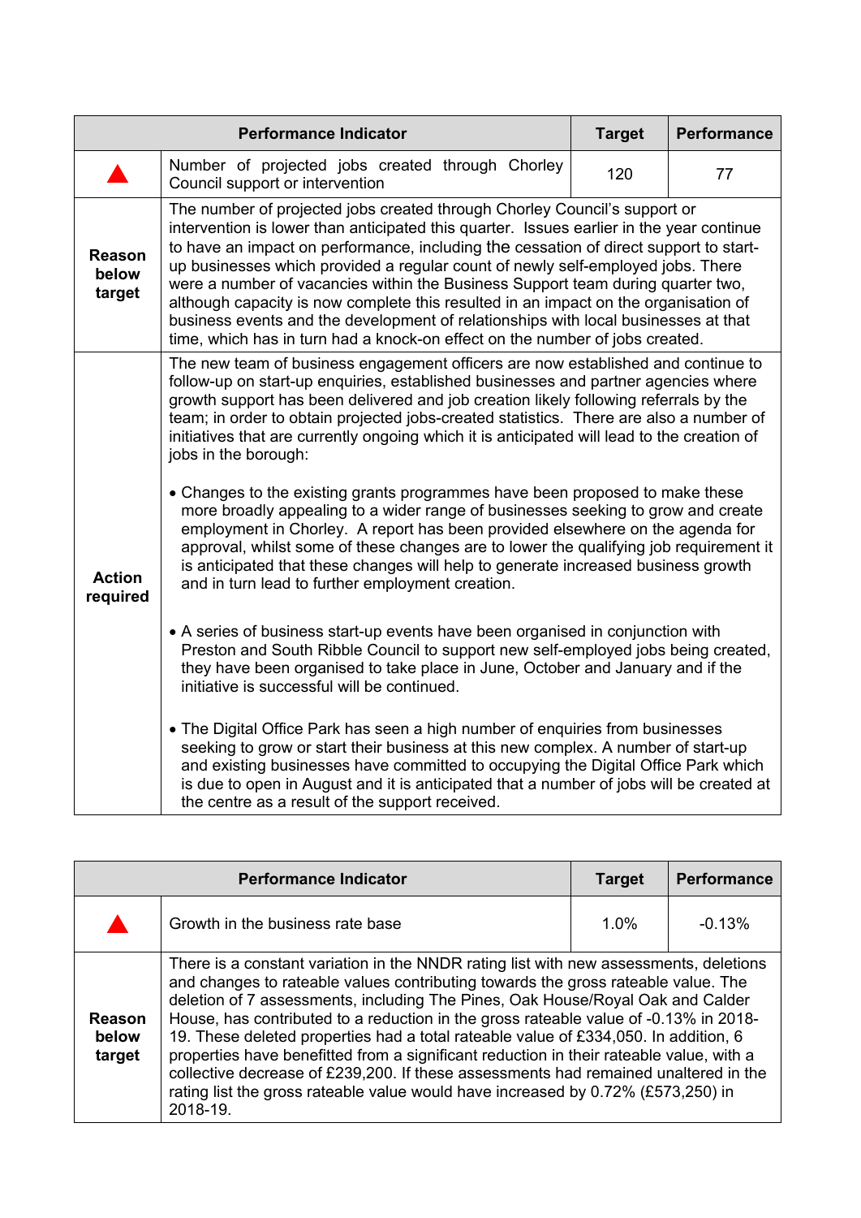| Performance Indicator | | Target | Performance |
|---|---|---|---|
| ▲ | Number of projected jobs created through Chorley Council support or intervention | 120 | 77 |
| **Reason below target** | The number of projected jobs created through Chorley Council's support or intervention is lower than anticipated this quarter. Issues earlier in the year continue to have an impact on performance, including the cessation of direct support to start-up businesses which provided a regular count of newly self-employed jobs. There were a number of vacancies within the Business Support team during quarter two, although capacity is now complete this resulted in an impact on the organisation of business events and the development of relationships with local businesses at that time, which has in turn had a knock-on effect on the number of jobs created. | | |
| **Action required** | The new team of business engagement officers are now established and continue to follow-up on start-up enquiries, established businesses and partner agencies where growth support has been delivered and job creation likely following referrals by the team; in order to obtain projected jobs-created statistics. There are also a number of initiatives that are currently ongoing which it is anticipated will lead to the creation of jobs in the borough:<br><br>• Changes to the existing grants programmes have been proposed to make these more broadly appealing to a wider range of businesses seeking to grow and create employment in Chorley. A report has been provided elsewhere on the agenda for approval, whilst some of these changes are to lower the qualifying job requirement it is anticipated that these changes will help to generate increased business growth and in turn lead to further employment creation.<br><br>• A series of business start-up events have been organised in conjunction with Preston and South Ribble Council to support new self-employed jobs being created, they have been organised to take place in June, October and January and if the initiative is successful will be continued.<br><br>• The Digital Office Park has seen a high number of enquiries from businesses seeking to grow or start their business at this new complex. A number of start-up and existing businesses have committed to occupying the Digital Office Park which is due to open in August and it is anticipated that a number of jobs will be created at the centre as a result of the support received. | | |

| Performance Indicator | | Target | Performance |
|---|---|---|---|
| ▲ | Growth in the business rate base | 1.0% | -0.13% |
| **Reason below target** | There is a constant variation in the NNDR rating list with new assessments, deletions and changes to rateable values contributing towards the gross rateable value. The deletion of 7 assessments, including The Pines, Oak House/Royal Oak and Calder House, has contributed to a reduction in the gross rateable value of -0.13% in 2018-19. These deleted properties had a total rateable value of £334,050. In addition, 6 properties have benefitted from a significant reduction in their rateable value, with a collective decrease of £239,200. If these assessments had remained unaltered in the rating list the gross rateable value would have increased by 0.72% (£573,250) in 2018-19. | | |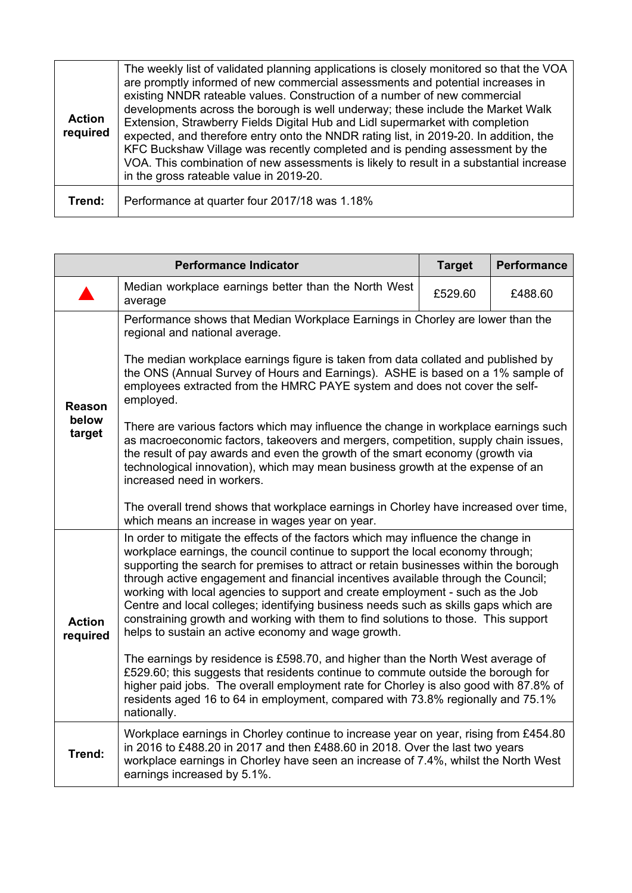| | |
|---|---|
| **Action required** | The weekly list of validated planning applications is closely monitored so that the VOA are promptly informed of new commercial assessments and potential increases in existing NNDR rateable values. Construction of a number of new commercial developments across the borough is well underway; these include the Market Walk Extension, Strawberry Fields Digital Hub and Lidl supermarket with completion expected, and therefore entry onto the NNDR rating list, in 2019-20. In addition, the KFC Buckshaw Village was recently completed and is pending assessment by the VOA. This combination of new assessments is likely to result in a substantial increase in the gross rateable value in 2019-20. |
| **Trend:** | Performance at quarter four 2017/18 was 1.18% |

| **Performance Indicator** | | **Target** | **Performance** |
|---|---|---|---|
| ▲ | Median workplace earnings better than the North West average | £529.60 | £488.60 |
| **Reason below target** | Performance shows that Median Workplace Earnings in Chorley are lower than the regional and national average.<br><br>The median workplace earnings figure is taken from data collated and published by the ONS (Annual Survey of Hours and Earnings). ASHE is based on a 1% sample of employees extracted from the HMRC PAYE system and does not cover the self-employed.<br><br>There are various factors which may influence the change in workplace earnings such as macroeconomic factors, takeovers and mergers, competition, supply chain issues, the result of pay awards and even the growth of the smart economy (growth via technological innovation), which may mean business growth at the expense of an increased need in workers.<br><br>The overall trend shows that workplace earnings in Chorley have increased over time, which means an increase in wages year on year. | | |
| **Action required** | In order to mitigate the effects of the factors which may influence the change in workplace earnings, the council continue to support the local economy through; supporting the search for premises to attract or retain businesses within the borough through active engagement and financial incentives available through the Council; working with local agencies to support and create employment - such as the Job Centre and local colleges; identifying business needs such as skills gaps which are constraining growth and working with them to find solutions to those. This support helps to sustain an active economy and wage growth.<br><br>The earnings by residence is £598.70, and higher than the North West average of £529.60; this suggests that residents continue to commute outside the borough for higher paid jobs. The overall employment rate for Chorley is also good with 87.8% of residents aged 16 to 64 in employment, compared with 73.8% regionally and 75.1% nationally. | | |
| **Trend:** | Workplace earnings in Chorley continue to increase year on year, rising from £454.80 in 2016 to £488.20 in 2017 and then £488.60 in 2018. Over the last two years workplace earnings in Chorley have seen an increase of 7.4%, whilst the North West earnings increased by 5.1%. | | |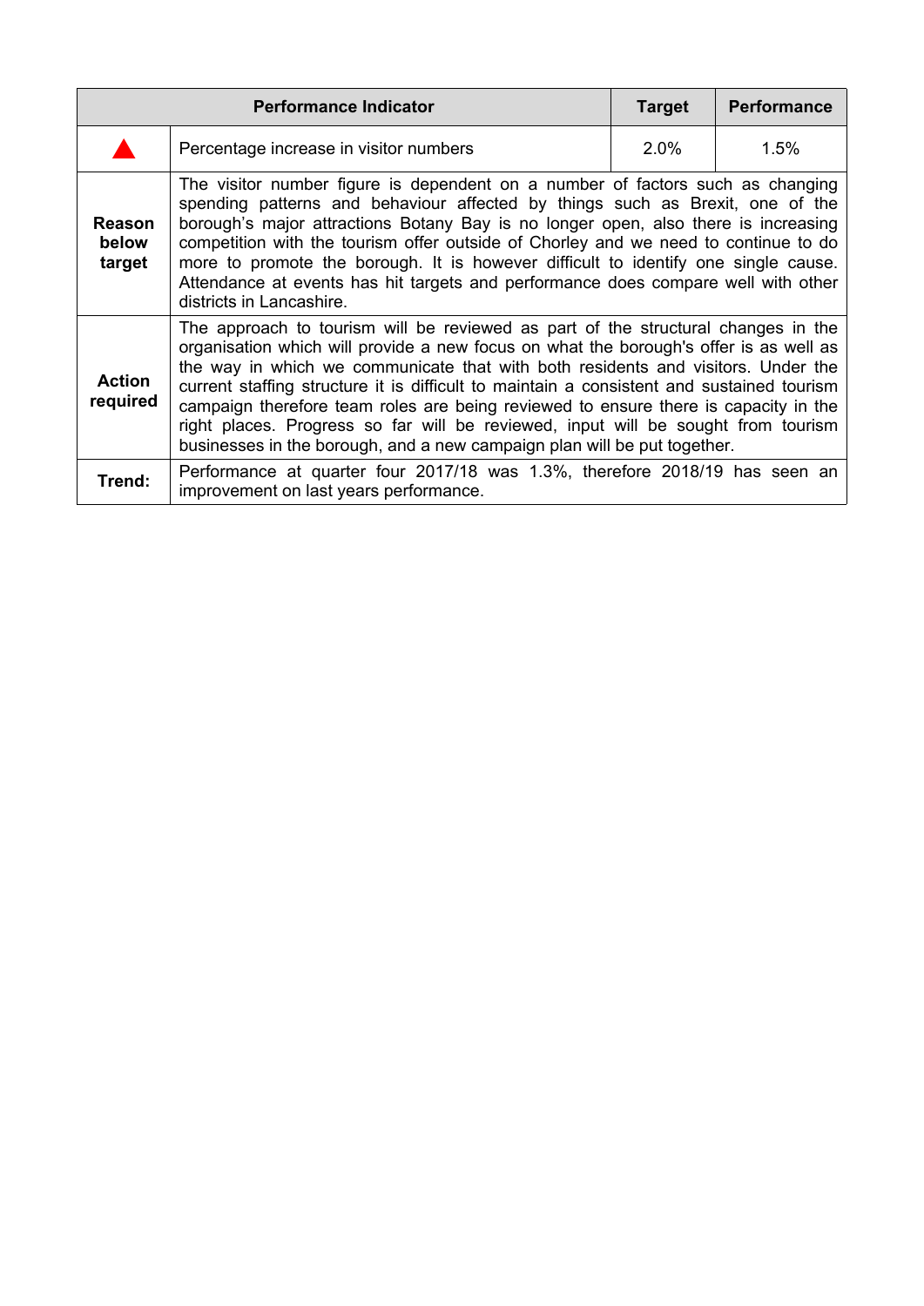| Performance Indicator | | Target | Performance |
|---|---|---|---|
| ▲ | Percentage increase in visitor numbers | 2.0% | 1.5% |
| **Reason below target** | The visitor number figure is dependent on a number of factors such as changing spending patterns and behaviour affected by things such as Brexit, one of the borough's major attractions Botany Bay is no longer open, also there is increasing competition with the tourism offer outside of Chorley and we need to continue to do more to promote the borough. It is however difficult to identify one single cause. Attendance at events has hit targets and performance does compare well with other districts in Lancashire. | | |
| **Action required** | The approach to tourism will be reviewed as part of the structural changes in the organisation which will provide a new focus on what the borough's offer is as well as the way in which we communicate that with both residents and visitors. Under the current staffing structure it is difficult to maintain a consistent and sustained tourism campaign therefore team roles are being reviewed to ensure there is capacity in the right places. Progress so far will be reviewed, input will be sought from tourism businesses in the borough, and a new campaign plan will be put together. | | |
| **Trend:** | Performance at quarter four 2017/18 was 1.3%, therefore 2018/19 has seen an improvement on last years performance. | | |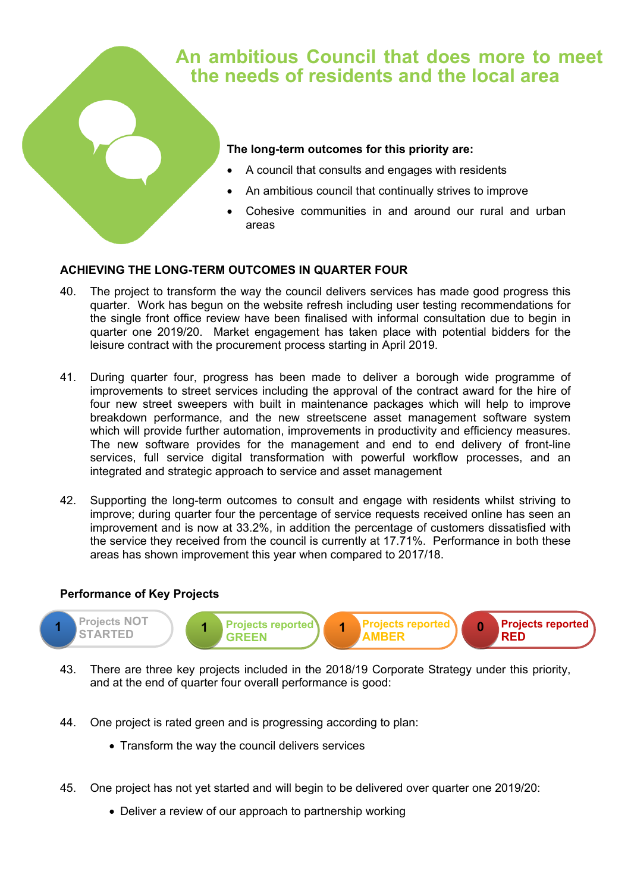# An ambitious Council that does more to meet the needs of residents and the local area

**The long-term outcomes for this priority are:**

- A council that consults and engages with residents
- An ambitious council that continually strives to improve
- Cohesive communities in and around our rural and urban areas

## ACHIEVING THE LONG-TERM OUTCOMES IN QUARTER FOUR

40. The project to transform the way the council delivers services has made good progress this quarter. Work has begun on the website refresh including user testing recommendations for the single front office review have been finalised with informal consultation due to begin in quarter one 2019/20. Market engagement has taken place with potential bidders for the leisure contract with the procurement process starting in April 2019.

41. During quarter four, progress has been made to deliver a borough wide programme of improvements to street services including the approval of the contract award for the hire of four new street sweepers with built in maintenance packages which will help to improve breakdown performance, and the new streetscene asset management software system which will provide further automation, improvements in productivity and efficiency measures. The new software provides for the management and end to end delivery of front-line services, full service digital transformation with powerful workflow processes, and an integrated and strategic approach to service and asset management

42. Supporting the long-term outcomes to consult and engage with residents whilst striving to improve; during quarter four the percentage of service requests received online has seen an improvement and is now at 33.2%, in addition the percentage of customers dissatisfied with the service they received from the council is currently at 17.71%. Performance in both these areas has shown improvement this year when compared to 2017/18.

### Performance of Key Projects

| 1 Projects NOT STARTED | 1 Projects reported GREEN | 1 Projects reported AMBER | 0 Projects reported RED |
|---|---|---|---|

43. There are three key projects included in the 2018/19 Corporate Strategy under this priority, and at the end of quarter four overall performance is good:

44. One project is rated green and is progressing according to plan:
    - Transform the way the council delivers services

45. One project has not yet started and will begin to be delivered over quarter one 2019/20:
    - Deliver a review of our approach to partnership working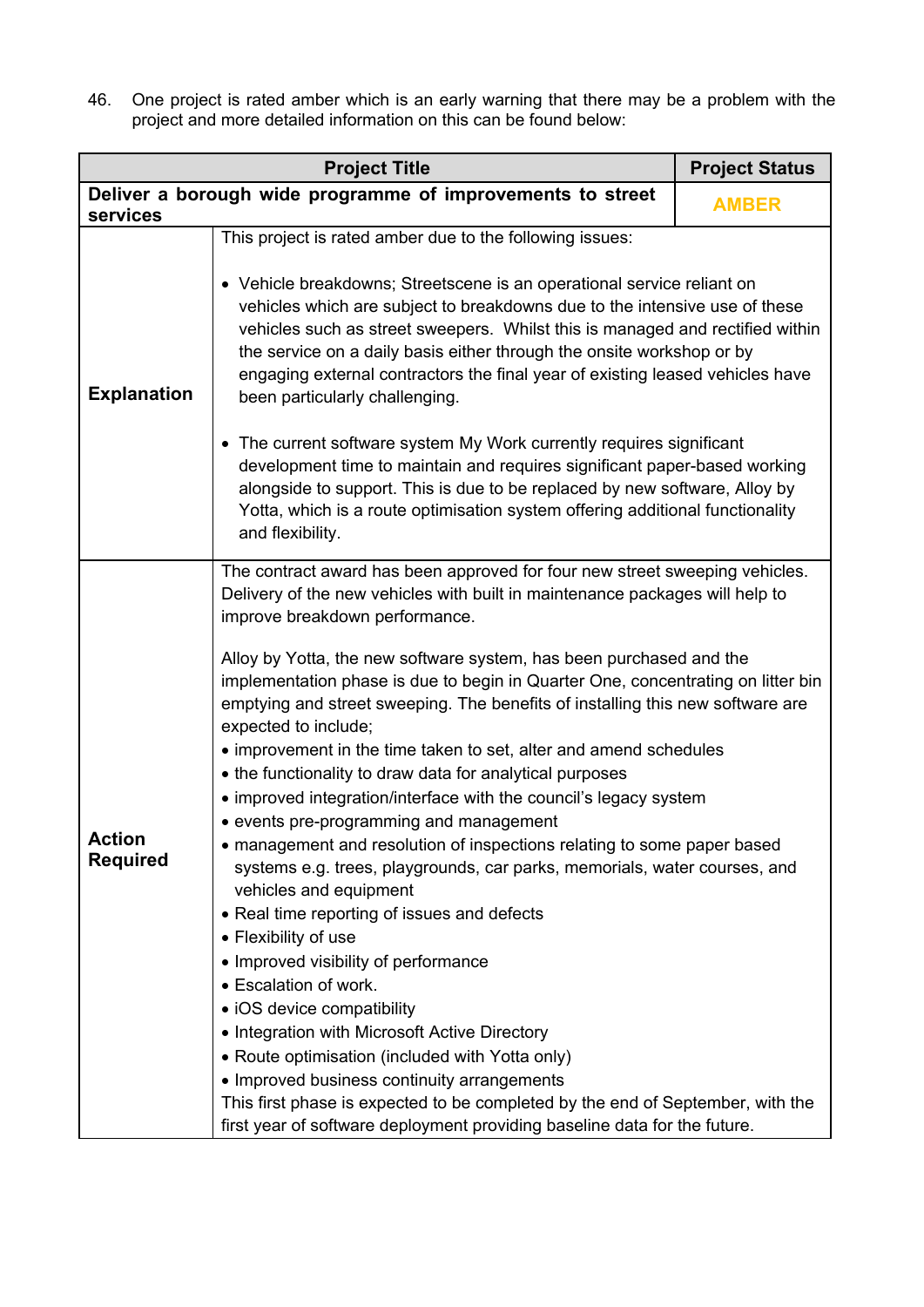46. One project is rated amber which is an early warning that there may be a problem with the project and more detailed information on this can be found below:

| Project Title | | Project Status |
|---|---|---|
| **Deliver a borough wide programme of improvements to street services** | | **AMBER** |
| **Explanation** | This project is rated amber due to the following issues:<br><br>• Vehicle breakdowns; Streetscene is an operational service reliant on vehicles which are subject to breakdowns due to the intensive use of these vehicles such as street sweepers. Whilst this is managed and rectified within the service on a daily basis either through the onsite workshop or by engaging external contractors the final year of existing leased vehicles have been particularly challenging.<br><br>• The current software system My Work currently requires significant development time to maintain and requires significant paper-based working alongside to support. This is due to be replaced by new software, Alloy by Yotta, which is a route optimisation system offering additional functionality and flexibility. | |
| **Action Required** | The contract award has been approved for four new street sweeping vehicles. Delivery of the new vehicles with built in maintenance packages will help to improve breakdown performance.<br><br>Alloy by Yotta, the new software system, has been purchased and the implementation phase is due to begin in Quarter One, concentrating on litter bin emptying and street sweeping. The benefits of installing this new software are expected to include;<br>• improvement in the time taken to set, alter and amend schedules<br>• the functionality to draw data for analytical purposes<br>• improved integration/interface with the council's legacy system<br>• events pre-programming and management<br>• management and resolution of inspections relating to some paper based systems e.g. trees, playgrounds, car parks, memorials, water courses, and vehicles and equipment<br>• Real time reporting of issues and defects<br>• Flexibility of use<br>• Improved visibility of performance<br>• Escalation of work.<br>• iOS device compatibility<br>• Integration with Microsoft Active Directory<br>• Route optimisation (included with Yotta only)<br>• Improved business continuity arrangements<br>This first phase is expected to be completed by the end of September, with the first year of software deployment providing baseline data for the future. | |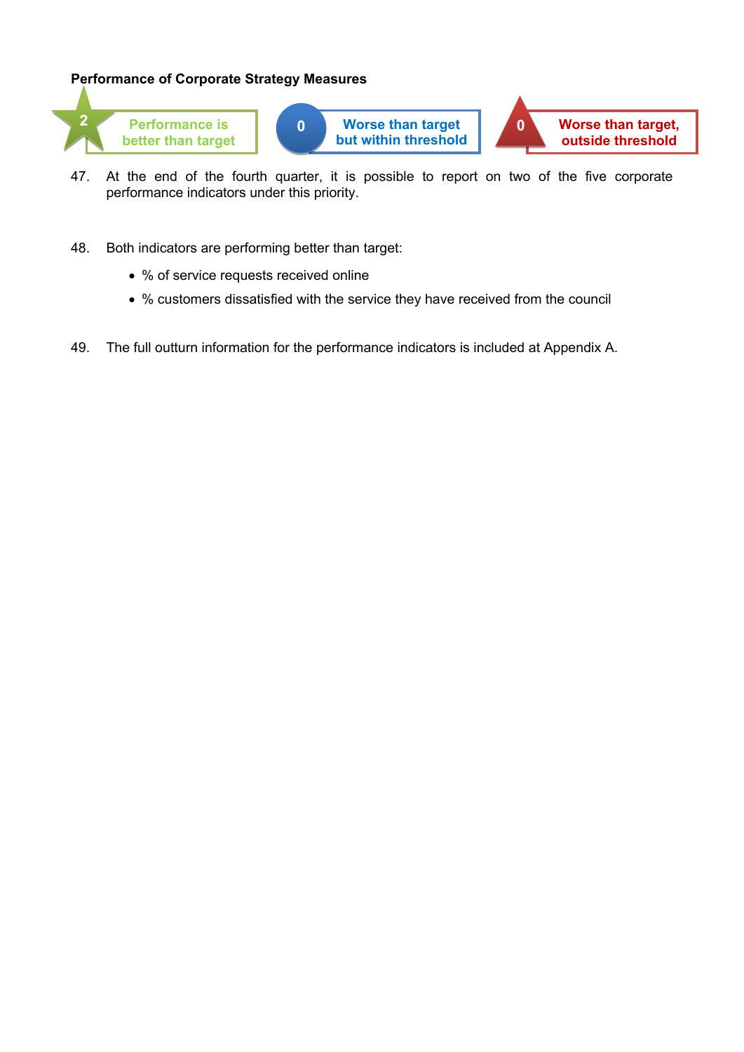**Performance of Corporate Strategy Measures**

| 2 | Performance is better than target | 0 | Worse than target but within threshold | 0 | Worse than target, outside threshold |
|---|---|---|---|---|---|

47. At the end of the fourth quarter, it is possible to report on two of the five corporate performance indicators under this priority.

48. Both indicators are performing better than target:
    - % of service requests received online
    - % customers dissatisfied with the service they have received from the council

49. The full outturn information for the performance indicators is included at Appendix A.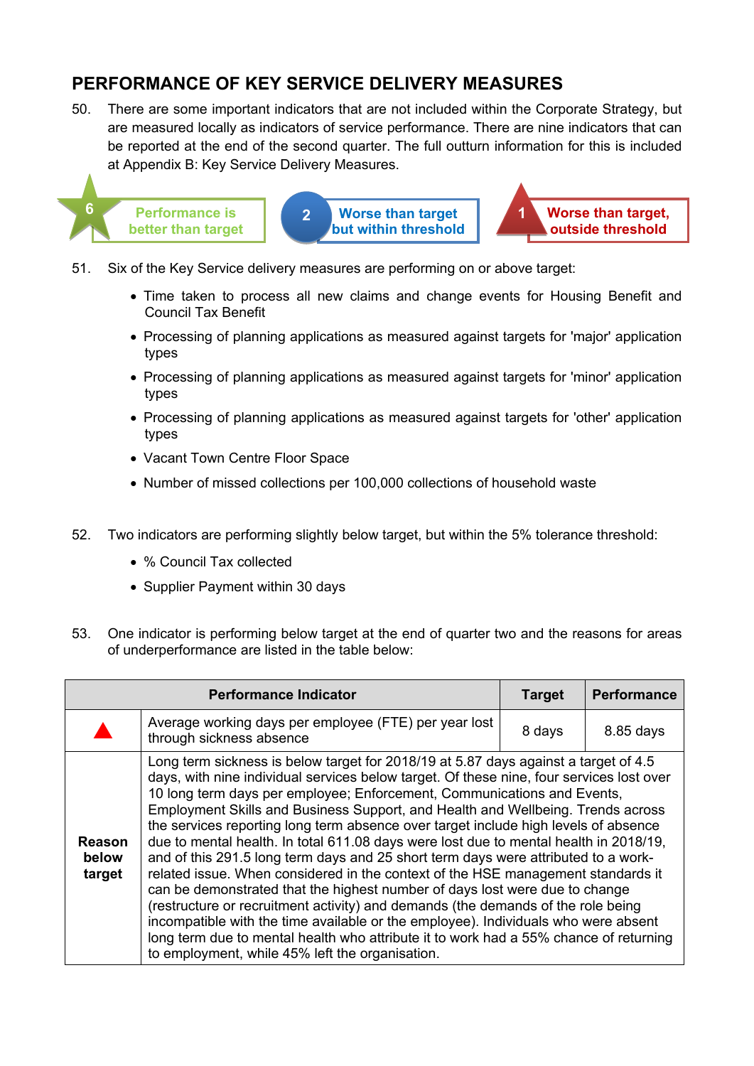## PERFORMANCE OF KEY SERVICE DELIVERY MEASURES

50. There are some important indicators that are not included within the Corporate Strategy, but are measured locally as indicators of service performance. There are nine indicators that can be reported at the end of the second quarter. The full outturn information for this is included at Appendix B: Key Service Delivery Measures.

6 Performance is better than target | 2 Worse than target but within threshold | 1 Worse than target, outside threshold

51. Six of the Key Service delivery measures are performing on or above target:

    - Time taken to process all new claims and change events for Housing Benefit and Council Tax Benefit
    - Processing of planning applications as measured against targets for 'major' application types
    - Processing of planning applications as measured against targets for 'minor' application types
    - Processing of planning applications as measured against targets for 'other' application types
    - Vacant Town Centre Floor Space
    - Number of missed collections per 100,000 collections of household waste

52. Two indicators are performing slightly below target, but within the 5% tolerance threshold:

    - % Council Tax collected
    - Supplier Payment within 30 days

53. One indicator is performing below target at the end of quarter two and the reasons for areas of underperformance are listed in the table below:

| Performance Indicator | | Target | Performance |
|---|---|---|---|
| ▲ | Average working days per employee (FTE) per year lost through sickness absence | 8 days | 8.85 days |
| **Reason below target** | Long term sickness is below target for 2018/19 at 5.87 days against a target of 4.5 days, with nine individual services below target. Of these nine, four services lost over 10 long term days per employee; Enforcement, Communications and Events, Employment Skills and Business Support, and Health and Wellbeing. Trends across the services reporting long term absence over target include high levels of absence due to mental health. In total 611.08 days were lost due to mental health in 2018/19, and of this 291.5 long term days and 25 short term days were attributed to a work-related issue. When considered in the context of the HSE management standards it can be demonstrated that the highest number of days lost were due to change (restructure or recruitment activity) and demands (the demands of the role being incompatible with the time available or the employee). Individuals who were absent long term due to mental health who attribute it to work had a 55% chance of returning to employment, while 45% left the organisation. | | |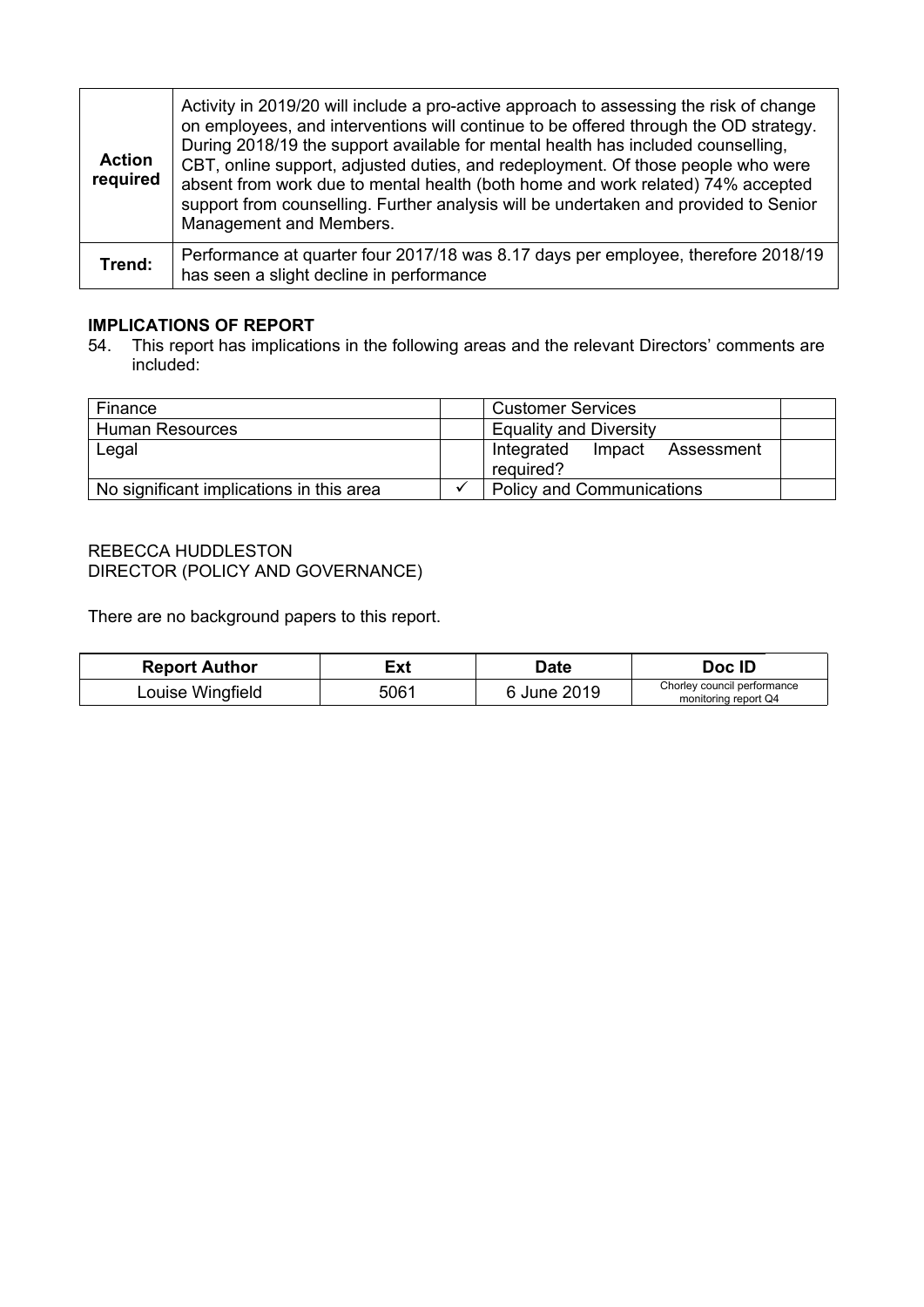| **Action required** | Activity in 2019/20 will include a pro-active approach to assessing the risk of change on employees, and interventions will continue to be offered through the OD strategy. During 2018/19 the support available for mental health has included counselling, CBT, online support, adjusted duties, and redeployment. Of those people who were absent from work due to mental health (both home and work related) 74% accepted support from counselling. Further analysis will be undertaken and provided to Senior Management and Members. |
|---|---|
| **Trend:** | Performance at quarter four 2017/18 was 8.17 days per employee, therefore 2018/19 has seen a slight decline in performance |

**IMPLICATIONS OF REPORT**

54. This report has implications in the following areas and the relevant Directors' comments are included:

| Finance | | Customer Services | |
|---|---|---|---|
| Human Resources | | Equality and Diversity | |
| Legal | | Integrated Impact Assessment required? | |
| No significant implications in this area | ✓ | Policy and Communications | |

REBECCA HUDDLESTON
DIRECTOR (POLICY AND GOVERNANCE)

There are no background papers to this report.

| **Report Author** | **Ext** | **Date** | **Doc ID** |
|---|---|---|---|
| Louise Wingfield | 5061 | 6 June 2019 | Chorley council performance monitoring report Q4 |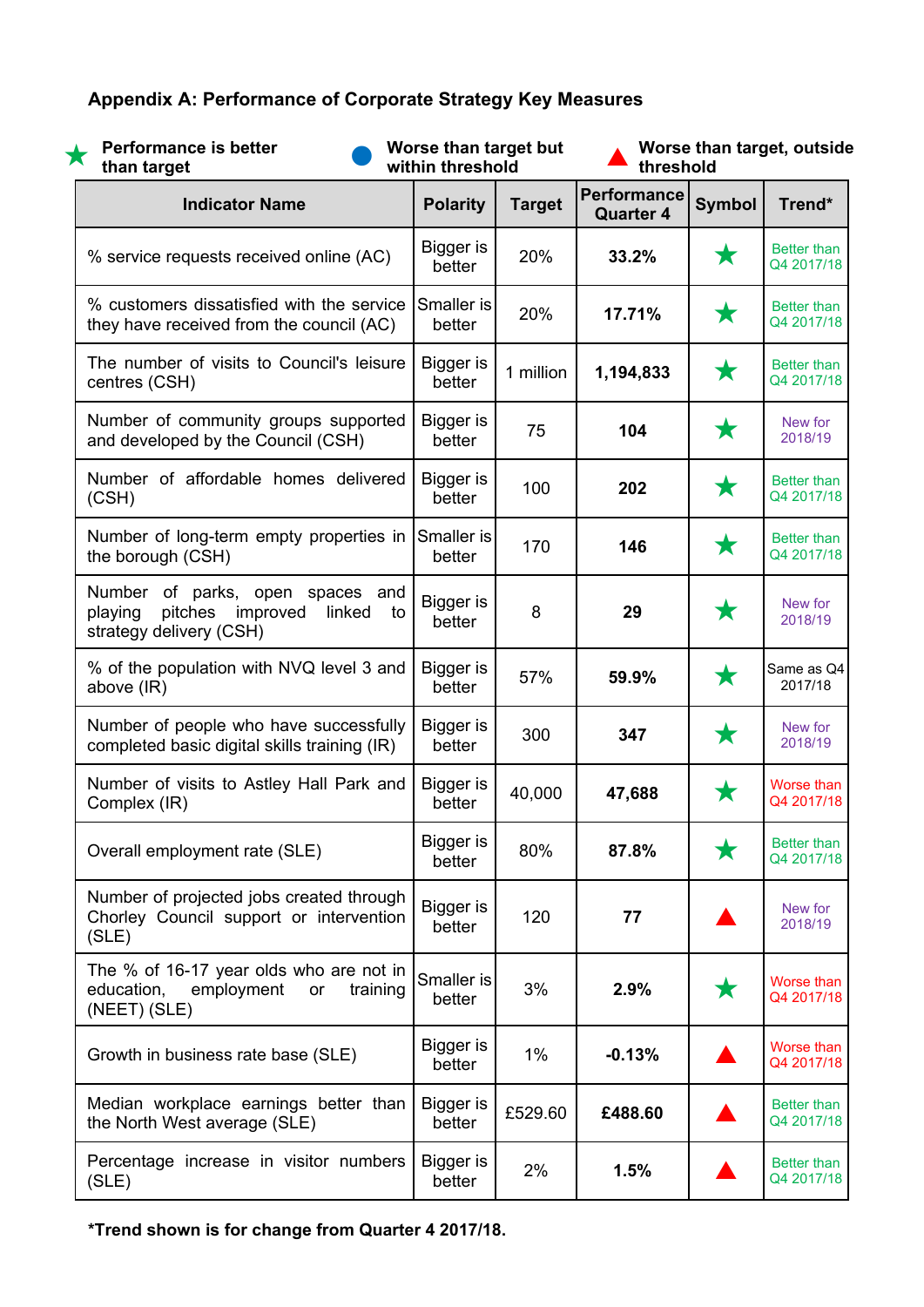## Appendix A: Performance of Corporate Strategy Key Measures

★ Performance is better than target

● Worse than target but within threshold

▲ Worse than target, outside threshold

| Indicator Name | Polarity | Target | Performance Quarter 4 | Symbol | Trend* |
|---|---|---|---|---|---|
| % service requests received online (AC) | Bigger is better | 20% | **33.2%** | ★ | Better than Q4 2017/18 |
| % customers dissatisfied with the service they have received from the council (AC) | Smaller is better | 20% | **17.71%** | ★ | Better than Q4 2017/18 |
| The number of visits to Council's leisure centres (CSH) | Bigger is better | 1 million | **1,194,833** | ★ | Better than Q4 2017/18 |
| Number of community groups supported and developed by the Council (CSH) | Bigger is better | 75 | **104** | ★ | New for 2018/19 |
| Number of affordable homes delivered (CSH) | Bigger is better | 100 | **202** | ★ | Better than Q4 2017/18 |
| Number of long-term empty properties in the borough (CSH) | Smaller is better | 170 | **146** | ★ | Better than Q4 2017/18 |
| Number of parks, open spaces and playing pitches improved linked to strategy delivery (CSH) | Bigger is better | 8 | **29** | ★ | New for 2018/19 |
| % of the population with NVQ level 3 and above (IR) | Bigger is better | 57% | **59.9%** | ★ | Same as Q4 2017/18 |
| Number of people who have successfully completed basic digital skills training (IR) | Bigger is better | 300 | **347** | ★ | New for 2018/19 |
| Number of visits to Astley Hall Park and Complex (IR) | Bigger is better | 40,000 | **47,688** | ★ | Worse than Q4 2017/18 |
| Overall employment rate (SLE) | Bigger is better | 80% | **87.8%** | ★ | Better than Q4 2017/18 |
| Number of projected jobs created through Chorley Council support or intervention (SLE) | Bigger is better | 120 | **77** | ▲ | New for 2018/19 |
| The % of 16-17 year olds who are not in education, employment or training (NEET) (SLE) | Smaller is better | 3% | **2.9%** | ★ | Worse than Q4 2017/18 |
| Growth in business rate base (SLE) | Bigger is better | 1% | **-0.13%** | ▲ | Worse than Q4 2017/18 |
| Median workplace earnings better than the North West average (SLE) | Bigger is better | £529.60 | **£488.60** | ▲ | Better than Q4 2017/18 |
| Percentage increase in visitor numbers (SLE) | Bigger is better | 2% | **1.5%** | ▲ | Better than Q4 2017/18 |

**\*Trend shown is for change from Quarter 4 2017/18.**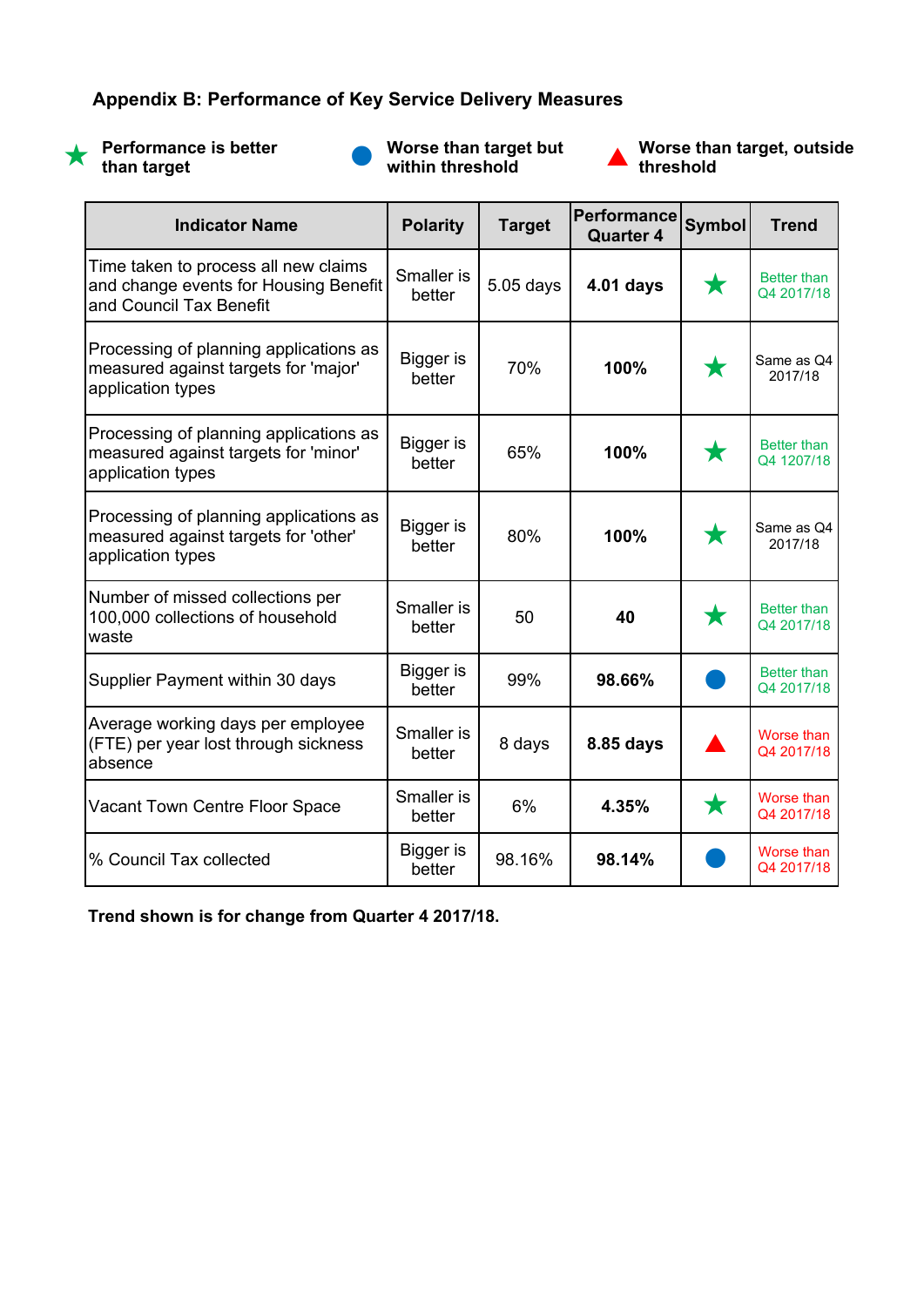## Appendix B: Performance of Key Service Delivery Measures

★ **Performance is better than target**  ● **Worse than target but within threshold**  ▲ **Worse than target, outside threshold**

| Indicator Name | Polarity | Target | Performance Quarter 4 | Symbol | Trend |
|---|---|---|---|---|---|
| Time taken to process all new claims and change events for Housing Benefit and Council Tax Benefit | Smaller is better | 5.05 days | **4.01 days** | ★ | Better than Q4 2017/18 |
| Processing of planning applications as measured against targets for 'major' application types | Bigger is better | 70% | **100%** | ★ | Same as Q4 2017/18 |
| Processing of planning applications as measured against targets for 'minor' application types | Bigger is better | 65% | **100%** | ★ | Better than Q4 1207/18 |
| Processing of planning applications as measured against targets for 'other' application types | Bigger is better | 80% | **100%** | ★ | Same as Q4 2017/18 |
| Number of missed collections per 100,000 collections of household waste | Smaller is better | 50 | **40** | ★ | Better than Q4 2017/18 |
| Supplier Payment within 30 days | Bigger is better | 99% | **98.66%** | ● | Better than Q4 2017/18 |
| Average working days per employee (FTE) per year lost through sickness absence | Smaller is better | 8 days | **8.85 days** | ▲ | Worse than Q4 2017/18 |
| Vacant Town Centre Floor Space | Smaller is better | 6% | **4.35%** | ★ | Worse than Q4 2017/18 |
| % Council Tax collected | Bigger is better | 98.16% | **98.14%** | ● | Worse than Q4 2017/18 |

**Trend shown is for change from Quarter 4 2017/18.**